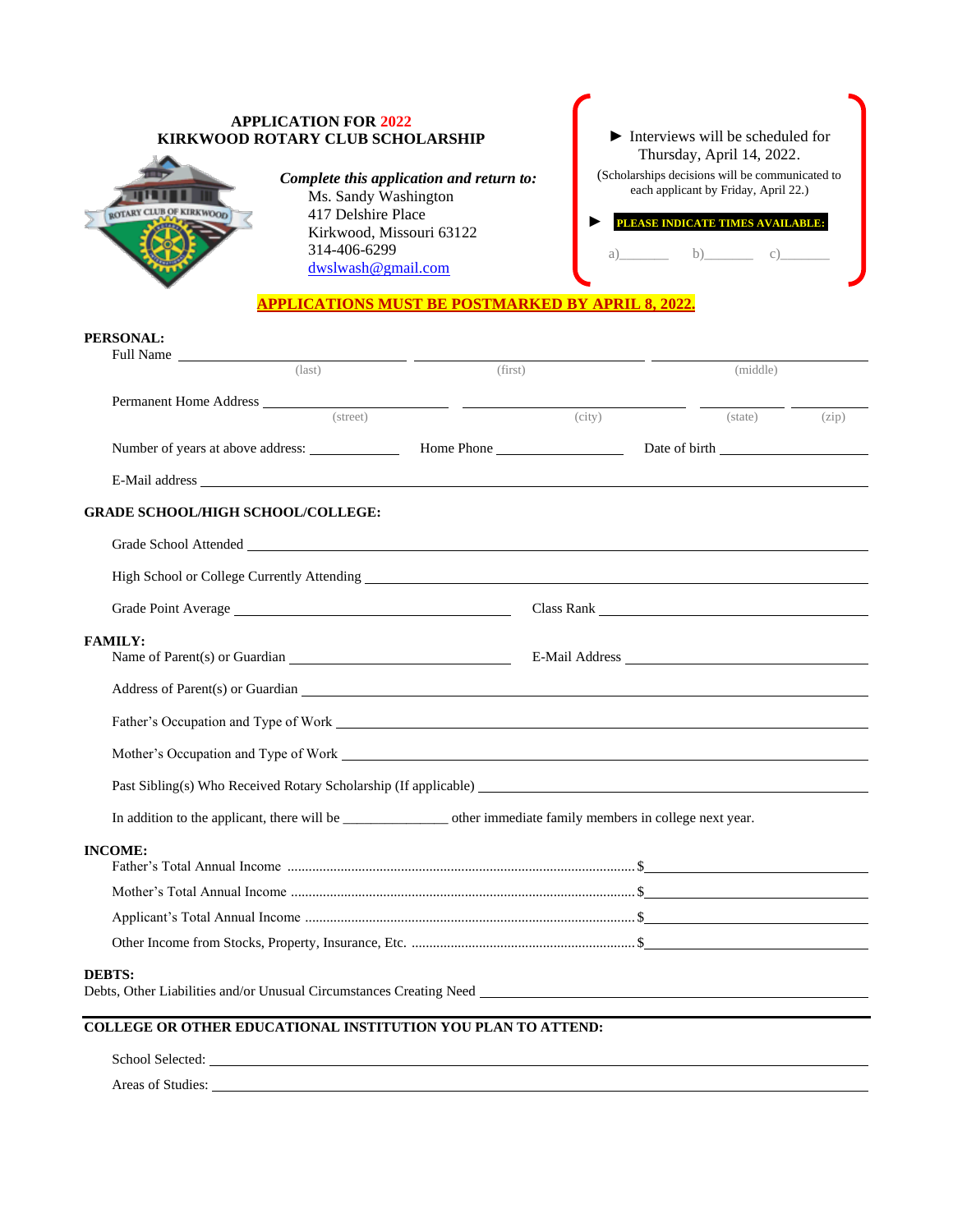# APPLICATION FOR 2022
# KIRKWOOD ROTARY CLUB SCHOLARSHIP

***Complete this application and return to:***

Ms. Sandy Washington
417 Delshire Place
Kirkwood, Missouri 63122
314-406-6299
dwslwash@gmail.com

► Interviews will be scheduled for Thursday, April 14, 2022.

(Scholarships decisions will be communicated to each applicant by Friday, April 22.)

► **PLEASE INDICATE TIMES AVAILABLE:**

a)_______ b)_______ c)_______

**APPLICATIONS MUST BE POSTMARKED BY APRIL 8, 2022.**

**PERSONAL:**

Full Name ______________________ ______________________ ______________________
(last) (first) (middle)

Permanent Home Address ______________________ ______________________ __________ __________
(street) (city) (state) (zip)

Number of years at above address: __________ Home Phone ______________ Date of birth ______________

E-Mail address ____________________________________________

**GRADE SCHOOL/HIGH SCHOOL/COLLEGE:**

Grade School Attended ____________________________________________

High School or College Currently Attending ____________________________________________

Grade Point Average ______________________ Class Rank ______________________

**FAMILY:**

Name of Parent(s) or Guardian ______________________ E-Mail Address ______________________

Address of Parent(s) or Guardian ____________________________________________

Father's Occupation and Type of Work ____________________________________________

Mother's Occupation and Type of Work ____________________________________________

Past Sibling(s) Who Received Rotary Scholarship (If applicable) ______________________

In addition to the applicant, there will be ______________ other immediate family members in college next year.

**INCOME:**

Father's Total Annual Income .............................................. $______________

Mother's Total Annual Income .............................................. $______________

Applicant's Total Annual Income .............................................. $______________

Other Income from Stocks, Property, Insurance, Etc. .............................................. $______________

**DEBTS:**

Debts, Other Liabilities and/or Unusual Circumstances Creating Need ______________________

**COLLEGE OR OTHER EDUCATIONAL INSTITUTION YOU PLAN TO ATTEND:**

School Selected: ____________________________________________

Areas of Studies: ____________________________________________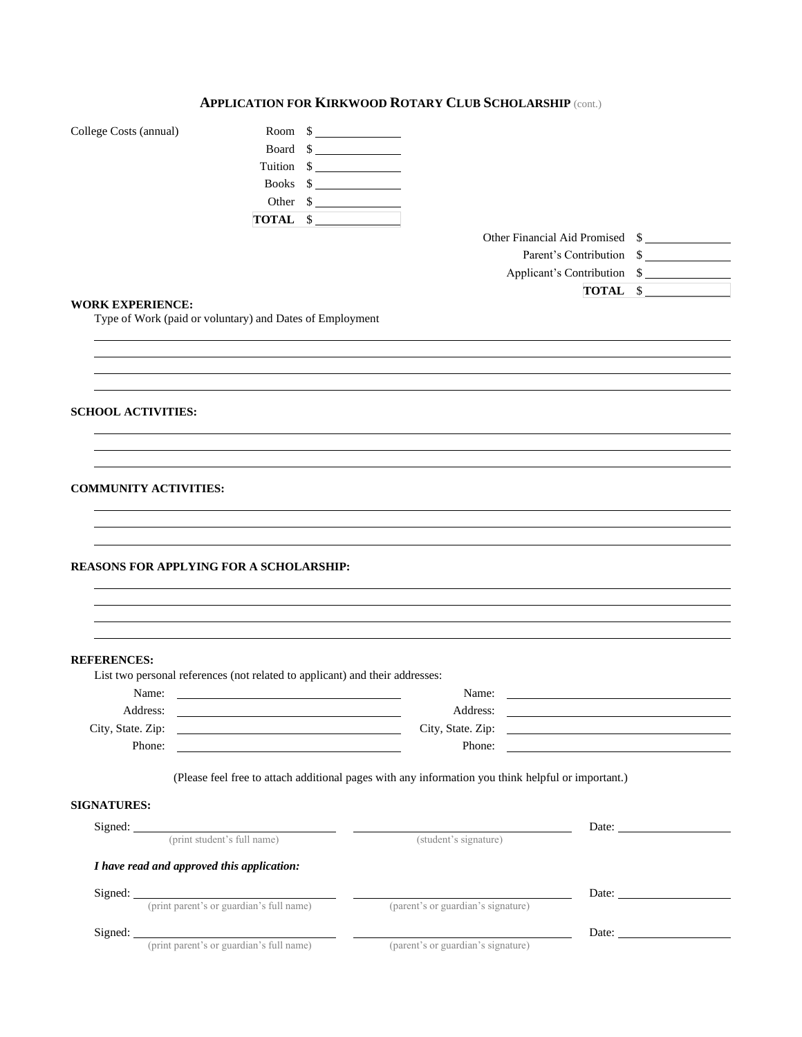## APPLICATION FOR KIRKWOOD ROTARY CLUB SCHOLARSHIP (cont.)

College Costs (annual)

| | |
|---|---|
| Room | $ ____________ |
| Board | $ ____________ |
| Tuition | $ ____________ |
| Books | $ ____________ |
| Other | $ ____________ |
| **TOTAL** | $ ____________ |

| | |
|---|---|
| Other Financial Aid Promised | $ ____________ |
| Parent's Contribution | $ ____________ |
| Applicant's Contribution | $ ____________ |
| **TOTAL** | $ ____________ |

**WORK EXPERIENCE:**

Type of Work (paid or voluntary) and Dates of Employment

______________________________________________________________________

______________________________________________________________________

______________________________________________________________________

______________________________________________________________________

**SCHOOL ACTIVITIES:**

______________________________________________________________________

______________________________________________________________________

______________________________________________________________________

**COMMUNITY ACTIVITIES:**

______________________________________________________________________

______________________________________________________________________

______________________________________________________________________

**REASONS FOR APPLYING FOR A SCHOLARSHIP:**

______________________________________________________________________

______________________________________________________________________

______________________________________________________________________

______________________________________________________________________

**REFERENCES:**

List two personal references (not related to applicant) and their addresses:

| | | | |
|---|---|---|---|
| Name: | ____________ | Name: | ____________ |
| Address: | ____________ | Address: | ____________ |
| City, State. Zip: | ____________ | City, State. Zip: | ____________ |
| Phone: | ____________ | Phone: | ____________ |

(Please feel free to attach additional pages with any information you think helpful or important.)

**SIGNATURES:**

Signed: ____________________ ____________________ Date: ____________
(print student's full name) (student's signature)

***I have read and approved this application:***

Signed: ____________________ ____________________ Date: ____________
(print parent's or guardian's full name) (parent's or guardian's signature)

Signed: ____________________ ____________________ Date: ____________
(print parent's or guardian's full name) (parent's or guardian's signature)